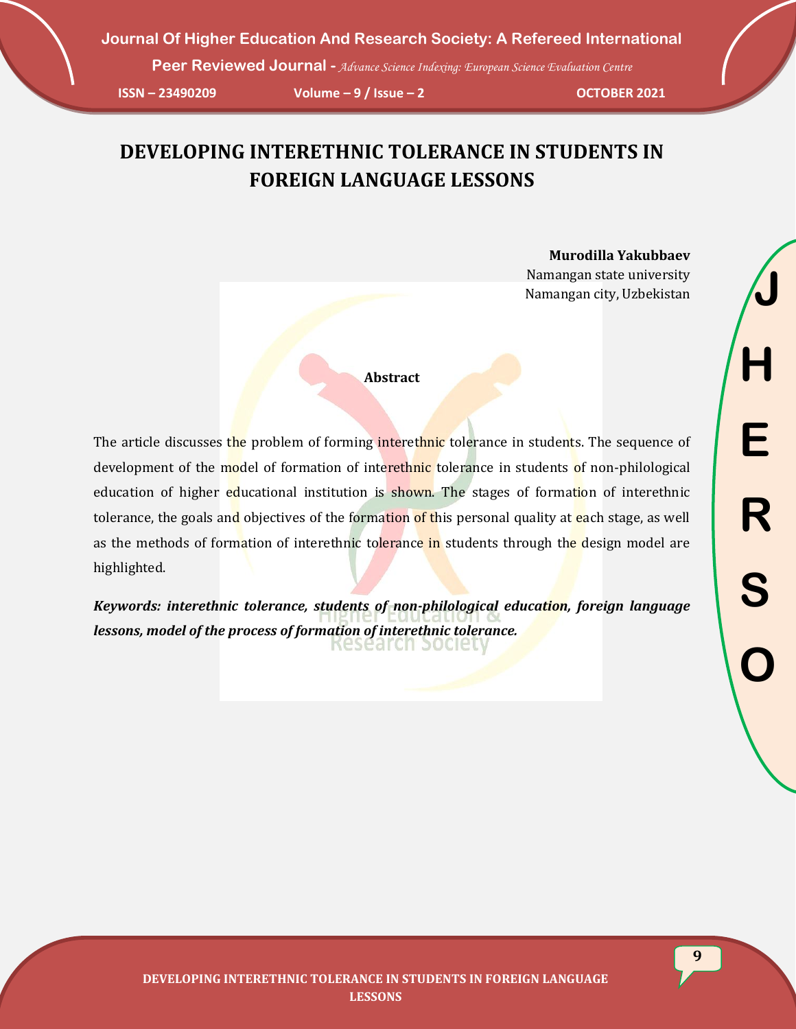# DEVELOPING INTERETHNIC TOLERANCE IN STUDENTS IN FOREIGN LANGUAGE LESSONS

**Murodilla Yakubbaev**
Namangan state university
Namangan city, Uzbekistan

**Abstract**

The article discusses the problem of forming interethnic tolerance in students. The sequence of development of the model of formation of interethnic tolerance in students of non-philological education of higher educational institution is shown. The stages of formation of interethnic tolerance, the goals and objectives of the formation of this personal quality at each stage, as well as the methods of formation of interethnic tolerance in students through the design model are highlighted.

***Keywords: interethnic tolerance, students of non-philological education, foreign language lessons, model of the process of formation of interethnic tolerance.***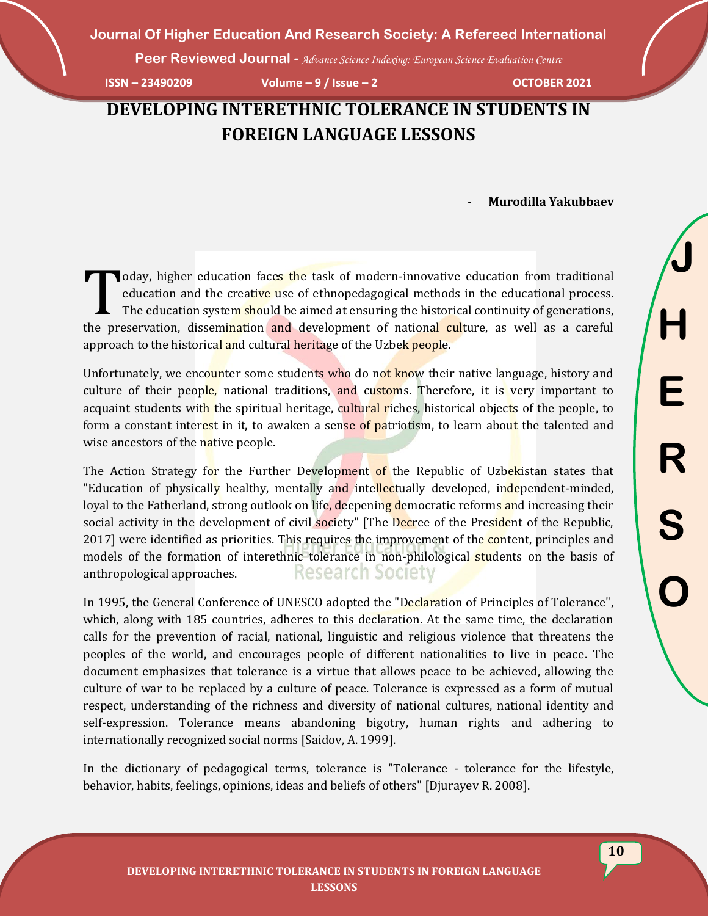# DEVELOPING INTERETHNIC TOLERANCE IN STUDENTS IN FOREIGN LANGUAGE LESSONS

- **Murodilla Yakubbaev**

Today, higher education faces the task of modern-innovative education from traditional education and the creative use of ethnopedagogical methods in the educational process. The education system should be aimed at ensuring the historical continuity of generations, the preservation, dissemination and development of national culture, as well as a careful approach to the historical and cultural heritage of the Uzbek people.

Unfortunately, we encounter some students who do not know their native language, history and culture of their people, national traditions, and customs. Therefore, it is very important to acquaint students with the spiritual heritage, cultural riches, historical objects of the people, to form a constant interest in it, to awaken a sense of patriotism, to learn about the talented and wise ancestors of the native people.

The Action Strategy for the Further Development of the Republic of Uzbekistan states that "Education of physically healthy, mentally and intellectually developed, independent-minded, loyal to the Fatherland, strong outlook on life, deepening democratic reforms and increasing their social activity in the development of civil society" [The Decree of the President of the Republic, 2017] were identified as priorities. This requires the improvement of the content, principles and models of the formation of interethnic tolerance in non-philological students on the basis of anthropological approaches.

In 1995, the General Conference of UNESCO adopted the "Declaration of Principles of Tolerance", which, along with 185 countries, adheres to this declaration. At the same time, the declaration calls for the prevention of racial, national, linguistic and religious violence that threatens the peoples of the world, and encourages people of different nationalities to live in peace. The document emphasizes that tolerance is a virtue that allows peace to be achieved, allowing the culture of war to be replaced by a culture of peace. Tolerance is expressed as a form of mutual respect, understanding of the richness and diversity of national cultures, national identity and self-expression. Tolerance means abandoning bigotry, human rights and adhering to internationally recognized social norms [Saidov, A. 1999].

In the dictionary of pedagogical terms, tolerance is "Tolerance - tolerance for the lifestyle, behavior, habits, feelings, opinions, ideas and beliefs of others" [Djurayev R. 2008].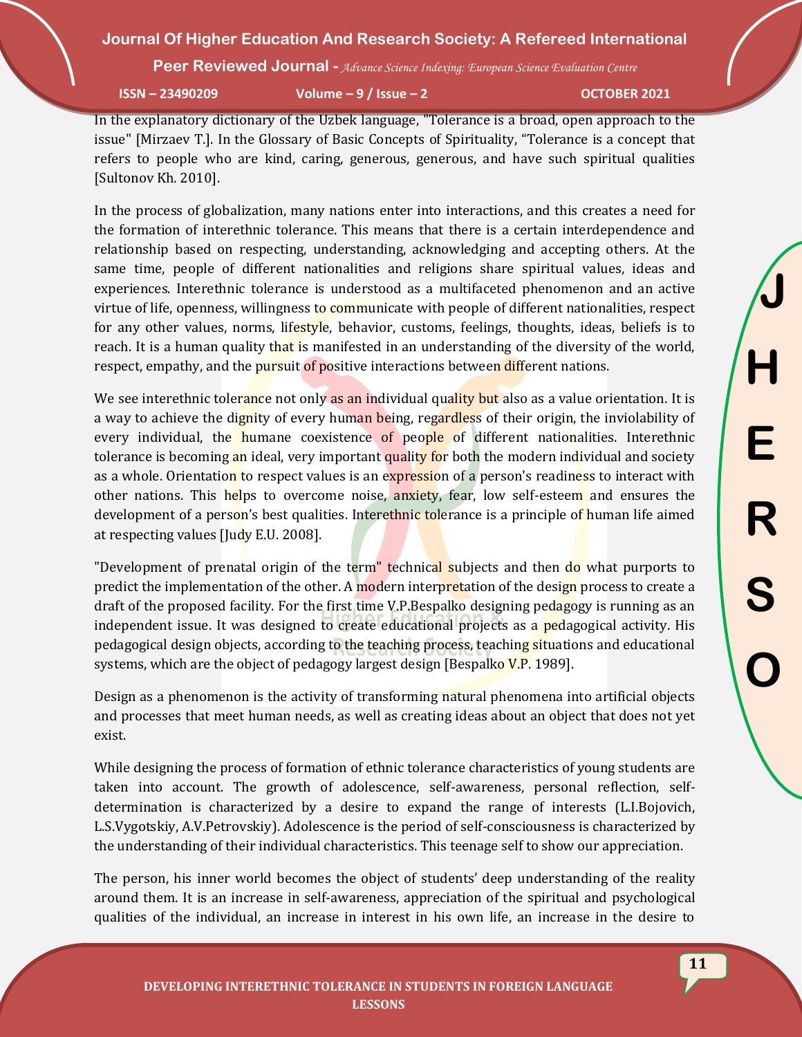In the explanatory dictionary of the Uzbek language, "Tolerance is a broad, open approach to the issue" [Mirzaev T.]. In the Glossary of Basic Concepts of Spirituality, "Tolerance is a concept that refers to people who are kind, caring, generous, generous, and have such spiritual qualities [Sultonov Kh. 2010].

In the process of globalization, many nations enter into interactions, and this creates a need for the formation of interethnic tolerance. This means that there is a certain interdependence and relationship based on respecting, understanding, acknowledging and accepting others. At the same time, people of different nationalities and religions share spiritual values, ideas and experiences. Interethnic tolerance is understood as a multifaceted phenomenon and an active virtue of life, openness, willingness to communicate with people of different nationalities, respect for any other values, norms, lifestyle, behavior, customs, feelings, thoughts, ideas, beliefs is to reach. It is a human quality that is manifested in an understanding of the diversity of the world, respect, empathy, and the pursuit of positive interactions between different nations.

We see interethnic tolerance not only as an individual quality but also as a value orientation. It is a way to achieve the dignity of every human being, regardless of their origin, the inviolability of every individual, the humane coexistence of people of different nationalities. Interethnic tolerance is becoming an ideal, very important quality for both the modern individual and society as a whole. Orientation to respect values is an expression of a person's readiness to interact with other nations. This helps to overcome noise, anxiety, fear, low self-esteem and ensures the development of a person's best qualities. Interethnic tolerance is a principle of human life aimed at respecting values [Judy E.U. 2008].

"Development of prenatal origin of the term" technical subjects and then do what purports to predict the implementation of the other. A modern interpretation of the design process to create a draft of the proposed facility. For the first time V.P.Bespalko designing pedagogy is running as an independent issue. It was designed to create educational projects as a pedagogical activity. His pedagogical design objects, according to the teaching process, teaching situations and educational systems, which are the object of pedagogy largest design [Bespalko V.P. 1989].

Design as a phenomenon is the activity of transforming natural phenomena into artificial objects and processes that meet human needs, as well as creating ideas about an object that does not yet exist.

While designing the process of formation of ethnic tolerance characteristics of young students are taken into account. The growth of adolescence, self-awareness, personal reflection, self-determination is characterized by a desire to expand the range of interests (L.I.Bojovich, L.S.Vygotskiy, A.V.Petrovskiy). Adolescence is the period of self-consciousness is characterized by the understanding of their individual characteristics. This teenage self to show our appreciation.

The person, his inner world becomes the object of students' deep understanding of the reality around them. It is an increase in self-awareness, appreciation of the spiritual and psychological qualities of the individual, an increase in interest in his own life, an increase in the desire to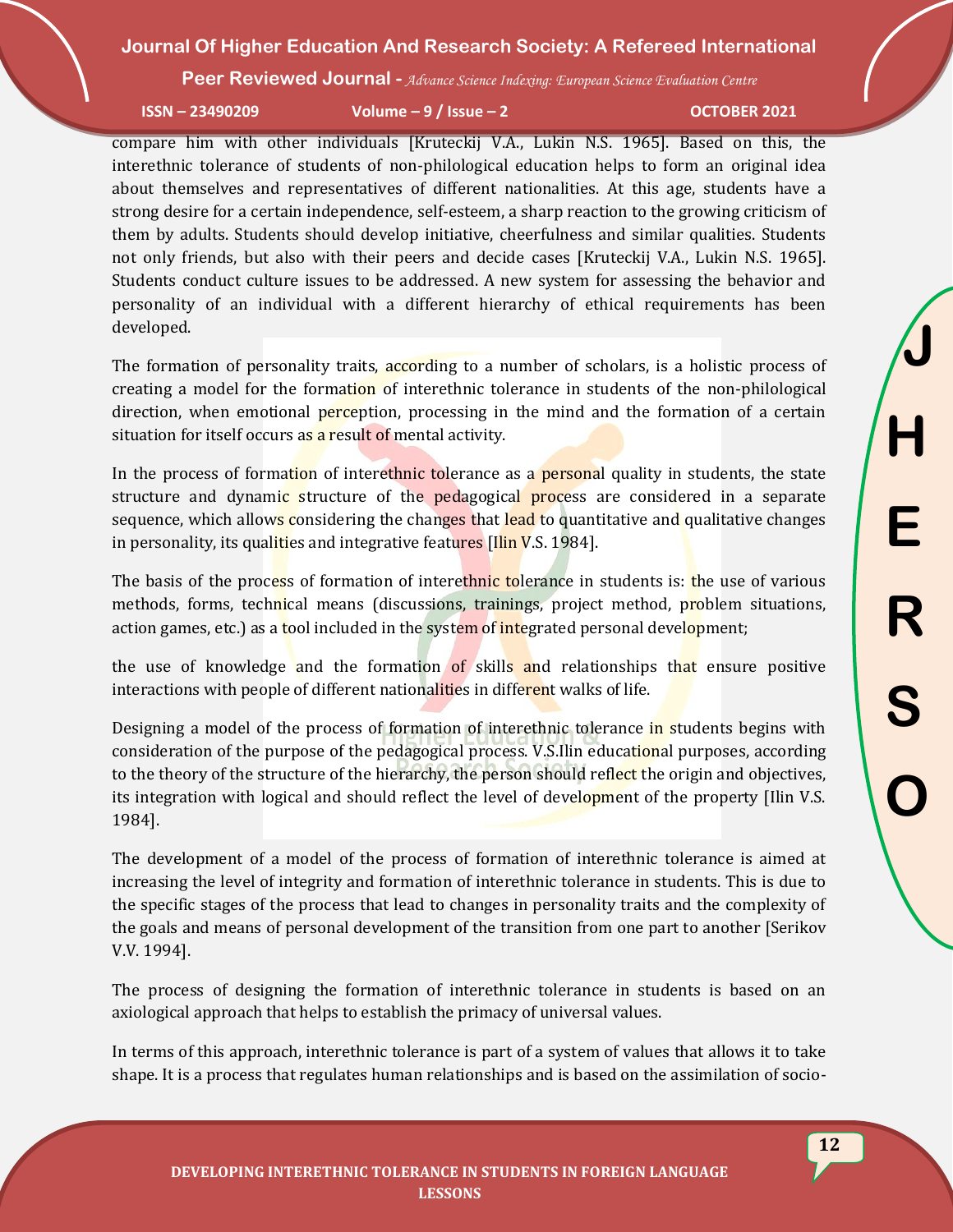compare him with other individuals [Kruteckij V.A., Lukin N.S. 1965]. Based on this, the interethnic tolerance of students of non-philological education helps to form an original idea about themselves and representatives of different nationalities. At this age, students have a strong desire for a certain independence, self-esteem, a sharp reaction to the growing criticism of them by adults. Students should develop initiative, cheerfulness and similar qualities. Students not only friends, but also with their peers and decide cases [Kruteckij V.A., Lukin N.S. 1965]. Students conduct culture issues to be addressed. A new system for assessing the behavior and personality of an individual with a different hierarchy of ethical requirements has been developed.

The formation of personality traits, according to a number of scholars, is a holistic process of creating a model for the formation of interethnic tolerance in students of the non-philological direction, when emotional perception, processing in the mind and the formation of a certain situation for itself occurs as a result of mental activity.

In the process of formation of interethnic tolerance as a personal quality in students, the state structure and dynamic structure of the pedagogical process are considered in a separate sequence, which allows considering the changes that lead to quantitative and qualitative changes in personality, its qualities and integrative features [Ilin V.S. 1984].

The basis of the process of formation of interethnic tolerance in students is: the use of various methods, forms, technical means (discussions, trainings, project method, problem situations, action games, etc.) as a tool included in the system of integrated personal development;

the use of knowledge and the formation of skills and relationships that ensure positive interactions with people of different nationalities in different walks of life.

Designing a model of the process of formation of interethnic tolerance in students begins with consideration of the purpose of the pedagogical process. V.S.Ilin educational purposes, according to the theory of the structure of the hierarchy, the person should reflect the origin and objectives, its integration with logical and should reflect the level of development of the property [Ilin V.S. 1984].

The development of a model of the process of formation of interethnic tolerance is aimed at increasing the level of integrity and formation of interethnic tolerance in students. This is due to the specific stages of the process that lead to changes in personality traits and the complexity of the goals and means of personal development of the transition from one part to another [Serikov V.V. 1994].

The process of designing the formation of interethnic tolerance in students is based on an axiological approach that helps to establish the primacy of universal values.

In terms of this approach, interethnic tolerance is part of a system of values that allows it to take shape. It is a process that regulates human relationships and is based on the assimilation of socio-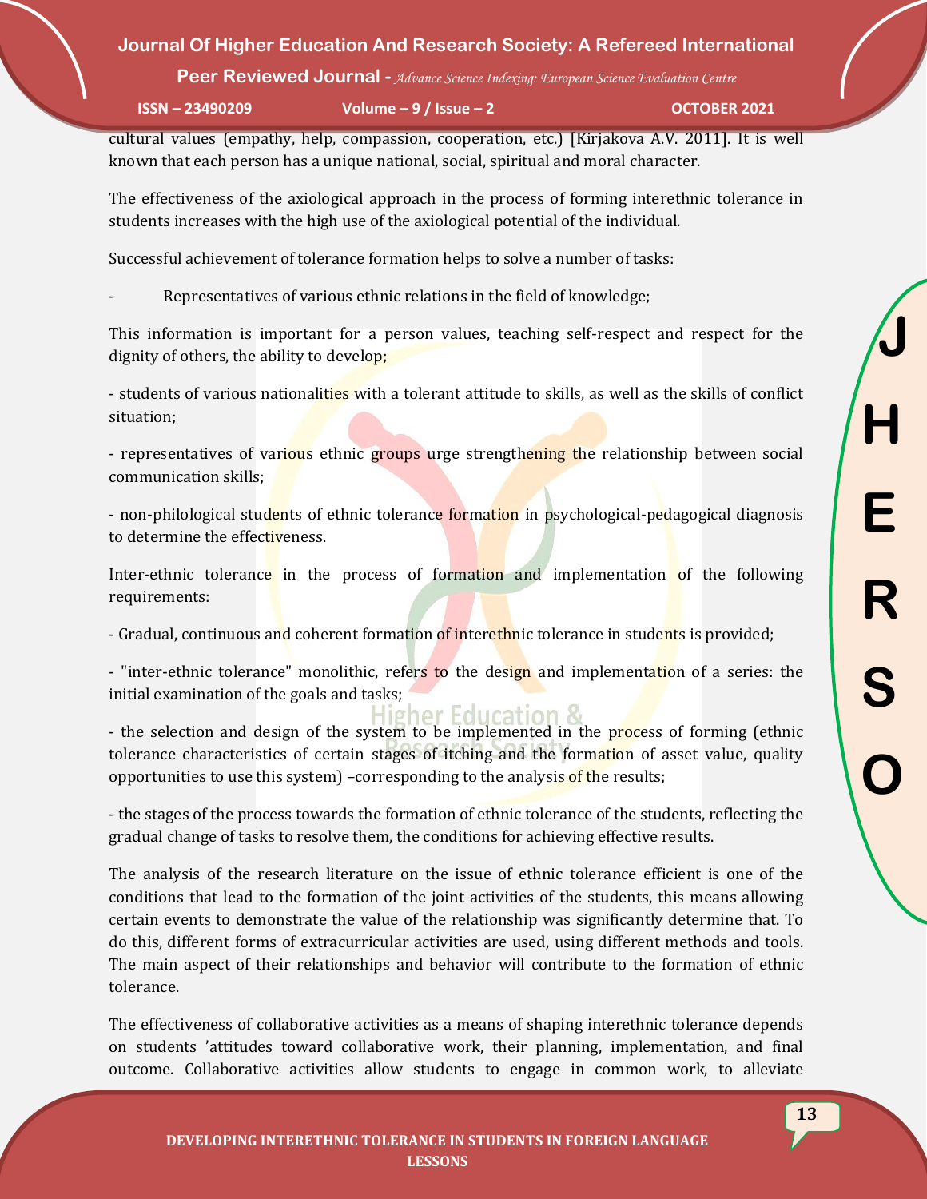cultural values (empathy, help, compassion, cooperation, etc.) [Kirjakova A.V. 2011]. It is well known that each person has a unique national, social, spiritual and moral character.

The effectiveness of the axiological approach in the process of forming interethnic tolerance in students increases with the high use of the axiological potential of the individual.

Successful achievement of tolerance formation helps to solve a number of tasks:

- Representatives of various ethnic relations in the field of knowledge;

This information is important for a person values, teaching self-respect and respect for the dignity of others, the ability to develop;

- students of various nationalities with a tolerant attitude to skills, as well as the skills of conflict situation;

- representatives of various ethnic groups urge strengthening the relationship between social communication skills;

- non-philological students of ethnic tolerance formation in psychological-pedagogical diagnosis to determine the effectiveness.

Inter-ethnic tolerance in the process of formation and implementation of the following requirements:

- Gradual, continuous and coherent formation of interethnic tolerance in students is provided;

- "inter-ethnic tolerance" monolithic, refers to the design and implementation of a series: the initial examination of the goals and tasks;

- the selection and design of the system to be implemented in the process of forming (ethnic tolerance characteristics of certain stages of itching and the formation of asset value, quality opportunities to use this system) –corresponding to the analysis of the results;

- the stages of the process towards the formation of ethnic tolerance of the students, reflecting the gradual change of tasks to resolve them, the conditions for achieving effective results.

The analysis of the research literature on the issue of ethnic tolerance efficient is one of the conditions that lead to the formation of the joint activities of the students, this means allowing certain events to demonstrate the value of the relationship was significantly determine that. To do this, different forms of extracurricular activities are used, using different methods and tools. The main aspect of their relationships and behavior will contribute to the formation of ethnic tolerance.

The effectiveness of collaborative activities as a means of shaping interethnic tolerance depends on students 'attitudes toward collaborative work, their planning, implementation, and final outcome. Collaborative activities allow students to engage in common work, to alleviate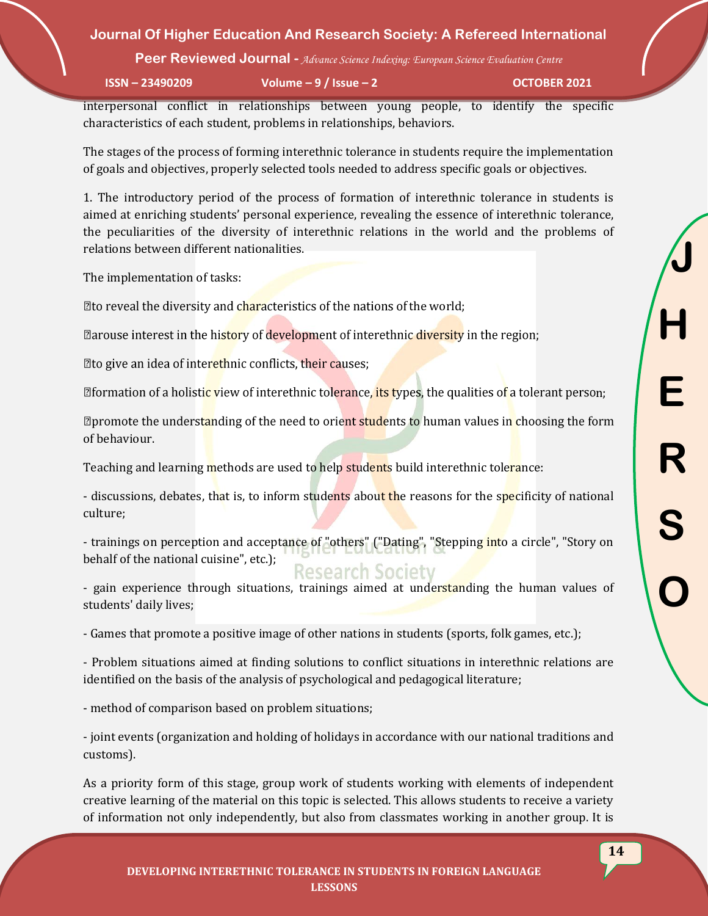interpersonal conflict in relationships between young people, to identify the specific characteristics of each student, problems in relationships, behaviors.

The stages of the process of forming interethnic tolerance in students require the implementation of goals and objectives, properly selected tools needed to address specific goals or objectives.

1. The introductory period of the process of formation of interethnic tolerance in students is aimed at enriching students' personal experience, revealing the essence of interethnic tolerance, the peculiarities of the diversity of interethnic relations in the world and the problems of relations between different nationalities.

The implementation of tasks:

- to reveal the diversity and characteristics of the nations of the world;
- arouse interest in the history of development of interethnic diversity in the region;
- to give an idea of interethnic conflicts, their causes;
- formation of a holistic view of interethnic tolerance, its types, the qualities of a tolerant person;
- promote the understanding of the need to orient students to human values in choosing the form of behaviour.

Teaching and learning methods are used to help students build interethnic tolerance:

- discussions, debates, that is, to inform students about the reasons for the specificity of national culture;

- trainings on perception and acceptance of "others" ("Dating", "Stepping into a circle", "Story on behalf of the national cuisine", etc.);

- gain experience through situations, trainings aimed at understanding the human values of students' daily lives;

- Games that promote a positive image of other nations in students (sports, folk games, etc.);

- Problem situations aimed at finding solutions to conflict situations in interethnic relations are identified on the basis of the analysis of psychological and pedagogical literature;

- method of comparison based on problem situations;

- joint events (organization and holding of holidays in accordance with our national traditions and customs).

As a priority form of this stage, group work of students working with elements of independent creative learning of the material on this topic is selected. This allows students to receive a variety of information not only independently, but also from classmates working in another group. It is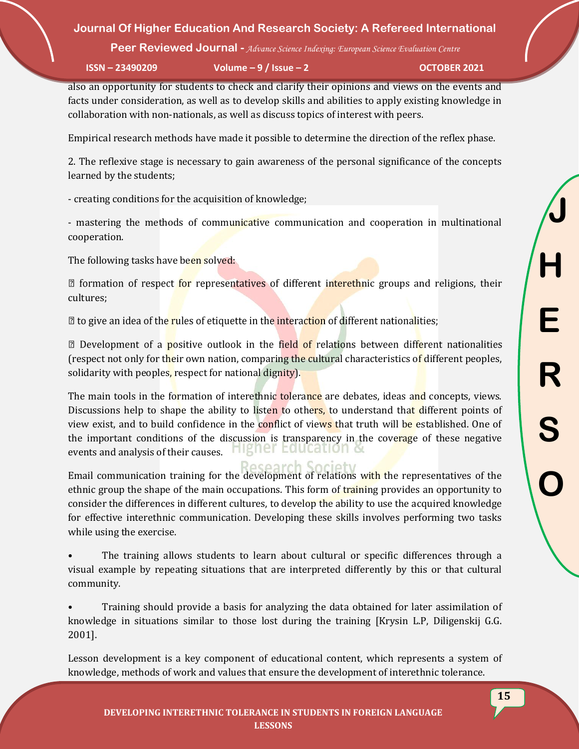also an opportunity for students to check and clarify their opinions and views on the events and facts under consideration, as well as to develop skills and abilities to apply existing knowledge in collaboration with non-nationals, as well as discuss topics of interest with peers.

Empirical research methods have made it possible to determine the direction of the reflex phase.

2. The reflexive stage is necessary to gain awareness of the personal significance of the concepts learned by the students;

- creating conditions for the acquisition of knowledge;

- mastering the methods of communicative communication and cooperation in multinational cooperation.

The following tasks have been solved:

 formation of respect for representatives of different interethnic groups and religions, their cultures;

 to give an idea of the rules of etiquette in the interaction of different nationalities;

 Development of a positive outlook in the field of relations between different nationalities (respect not only for their own nation, comparing the cultural characteristics of different peoples, solidarity with peoples, respect for national dignity).

The main tools in the formation of interethnic tolerance are debates, ideas and concepts, views. Discussions help to shape the ability to listen to others, to understand that different points of view exist, and to build confidence in the conflict of views that truth will be established. One of the important conditions of the discussion is transparency in the coverage of these negative events and analysis of their causes.

Email communication training for the development of relations with the representatives of the ethnic group the shape of the main occupations. This form of training provides an opportunity to consider the differences in different cultures, to develop the ability to use the acquired knowledge for effective interethnic communication. Developing these skills involves performing two tasks while using the exercise.

- The training allows students to learn about cultural or specific differences through a visual example by repeating situations that are interpreted differently by this or that cultural community.

- Training should provide a basis for analyzing the data obtained for later assimilation of knowledge in situations similar to those lost during the training [Krysin L.P, Diligenskij G.G. 2001].

Lesson development is a key component of educational content, which represents a system of knowledge, methods of work and values that ensure the development of interethnic tolerance.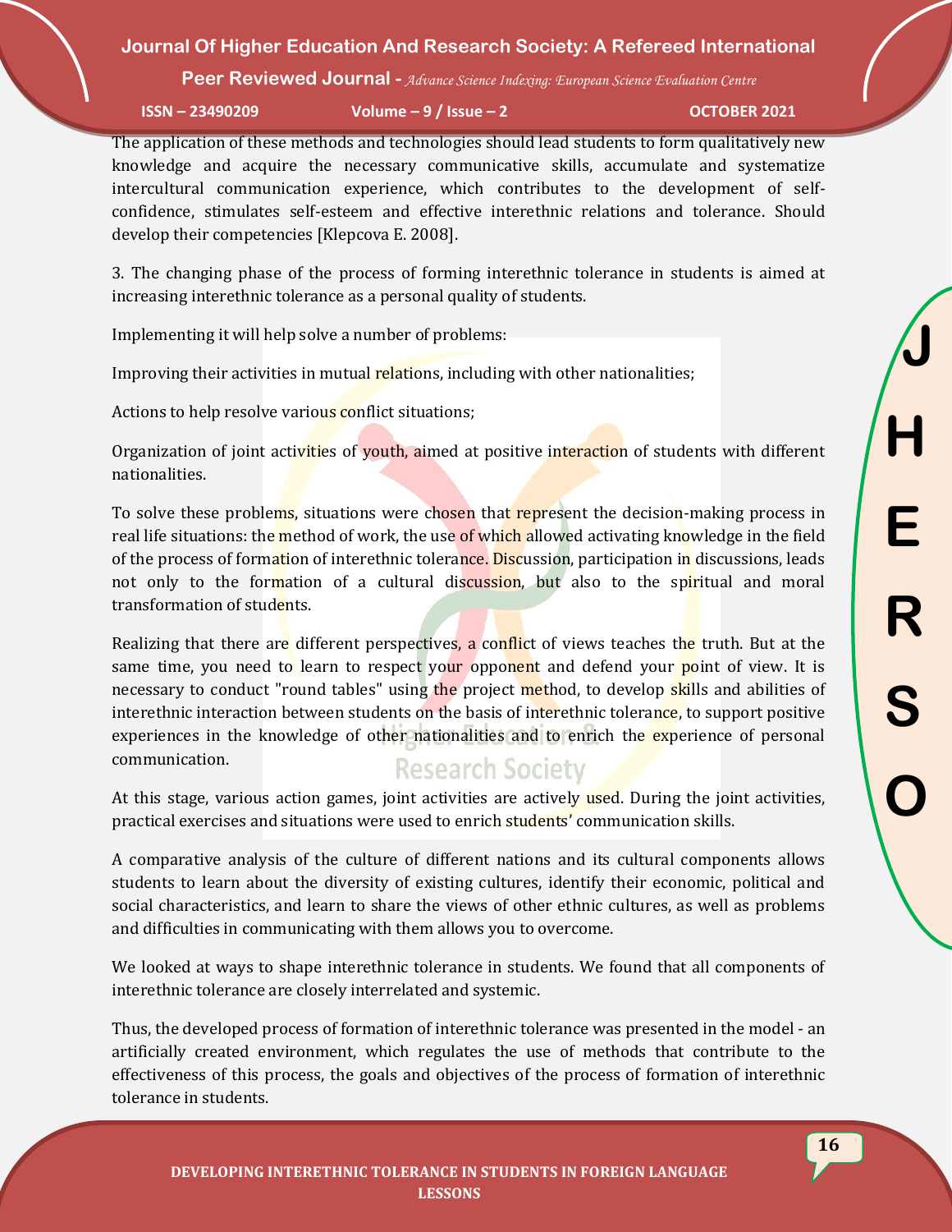The application of these methods and technologies should lead students to form qualitatively new knowledge and acquire the necessary communicative skills, accumulate and systematize intercultural communication experience, which contributes to the development of self-confidence, stimulates self-esteem and effective interethnic relations and tolerance. Should develop their competencies [Klepcova E. 2008].

3. The changing phase of the process of forming interethnic tolerance in students is aimed at increasing interethnic tolerance as a personal quality of students.

Implementing it will help solve a number of problems:

Improving their activities in mutual relations, including with other nationalities;

Actions to help resolve various conflict situations;

Organization of joint activities of youth, aimed at positive interaction of students with different nationalities.

To solve these problems, situations were chosen that represent the decision-making process in real life situations: the method of work, the use of which allowed activating knowledge in the field of the process of formation of interethnic tolerance. Discussion, participation in discussions, leads not only to the formation of a cultural discussion, but also to the spiritual and moral transformation of students.

Realizing that there are different perspectives, a conflict of views teaches the truth. But at the same time, you need to learn to respect your opponent and defend your point of view. It is necessary to conduct "round tables" using the project method, to develop skills and abilities of interethnic interaction between students on the basis of interethnic tolerance, to support positive experiences in the knowledge of other nationalities and to enrich the experience of personal communication.

At this stage, various action games, joint activities are actively used. During the joint activities, practical exercises and situations were used to enrich students' communication skills.

A comparative analysis of the culture of different nations and its cultural components allows students to learn about the diversity of existing cultures, identify their economic, political and social characteristics, and learn to share the views of other ethnic cultures, as well as problems and difficulties in communicating with them allows you to overcome.

We looked at ways to shape interethnic tolerance in students. We found that all components of interethnic tolerance are closely interrelated and systemic.

Thus, the developed process of formation of interethnic tolerance was presented in the model - an artificially created environment, which regulates the use of methods that contribute to the effectiveness of this process, the goals and objectives of the process of formation of interethnic tolerance in students.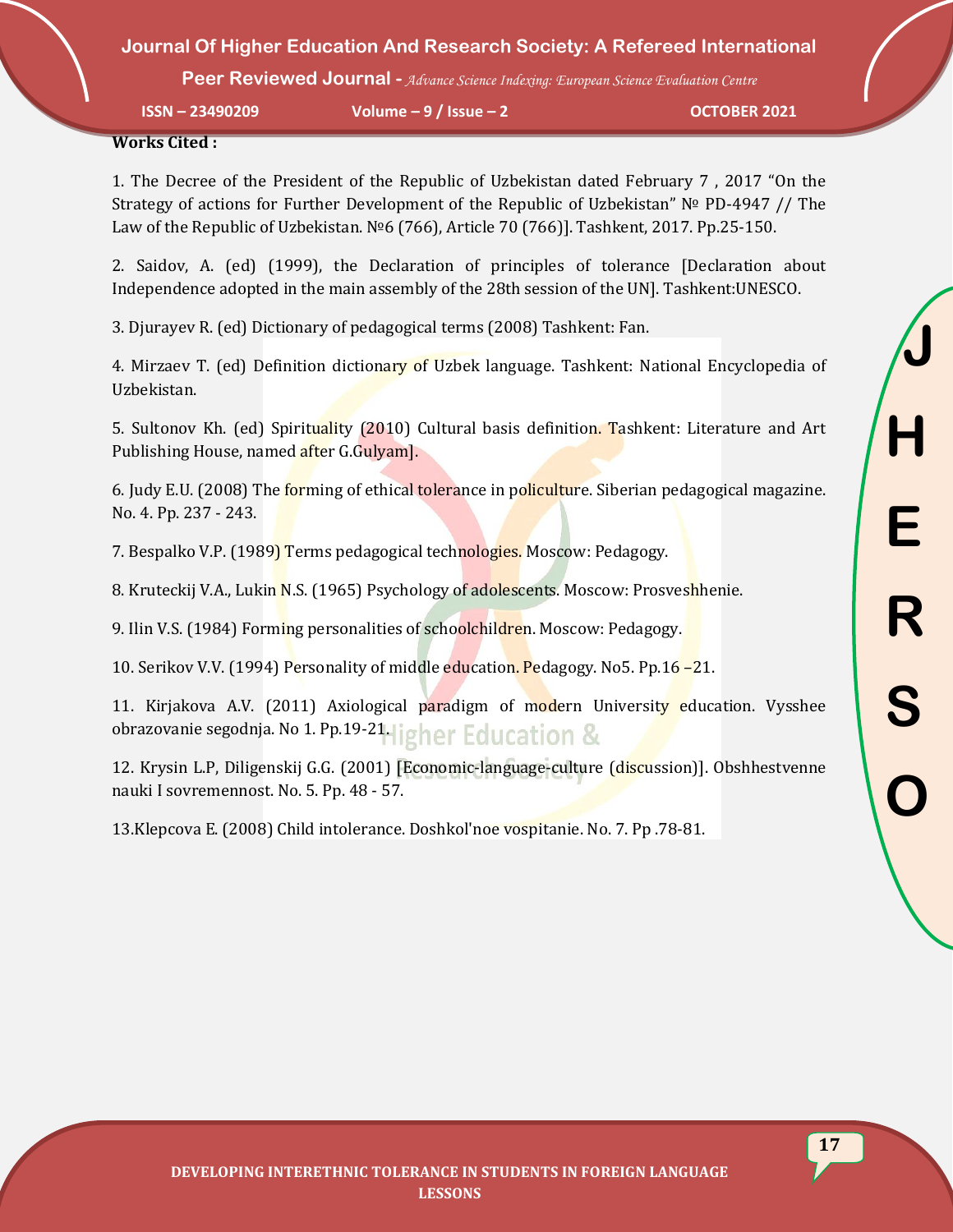**Works Cited :**

1. The Decree of the President of the Republic of Uzbekistan dated February 7 , 2017 "On the Strategy of actions for Further Development of the Republic of Uzbekistan" № PD-4947 // The Law of the Republic of Uzbekistan. №6 (766), Article 70 (766)]. Tashkent, 2017. Pp.25-150.

2. Saidov, A. (ed) (1999), the Declaration of principles of tolerance [Declaration about Independence adopted in the main assembly of the 28th session of the UN]. Tashkent:UNESCO.

3. Djurayev R. (ed) Dictionary of pedagogical terms (2008) Tashkent: Fan.

4. Mirzaev T. (ed) Definition dictionary of Uzbek language. Tashkent: National Encyclopedia of Uzbekistan.

5. Sultonov Kh. (ed) Spirituality (2010) Cultural basis definition. Tashkent: Literature and Art Publishing House, named after G.Gulyam].

6. Judy E.U. (2008) The forming of ethical tolerance in policulture. Siberian pedagogical magazine. No. 4. Pp. 237 - 243.

7. Bespalko V.P. (1989) Terms pedagogical technologies. Moscow: Pedagogy.

8. Kruteckij V.A., Lukin N.S. (1965) Psychology of adolescents. Moscow: Prosveshhenie.

9. Ilin V.S. (1984) Forming personalities of schoolchildren. Moscow: Pedagogy.

10. Serikov V.V. (1994) Personality of middle education. Pedagogy. No5. Pp.16 –21.

11. Kirjakova A.V. (2011) Axiological paradigm of modern University education. Vysshee obrazovanie segodnja. No 1. Pp.19-21.

12. Krysin L.P, Diligenskij G.G. (2001) [Economic-language-culture (discussion)]. Obshhestvenne nauki I sovremennost. No. 5. Pp. 48 - 57.

13.Klepcova E. (2008) Child intolerance. Doshkol'noe vospitanie. No. 7. Pp .78-81.